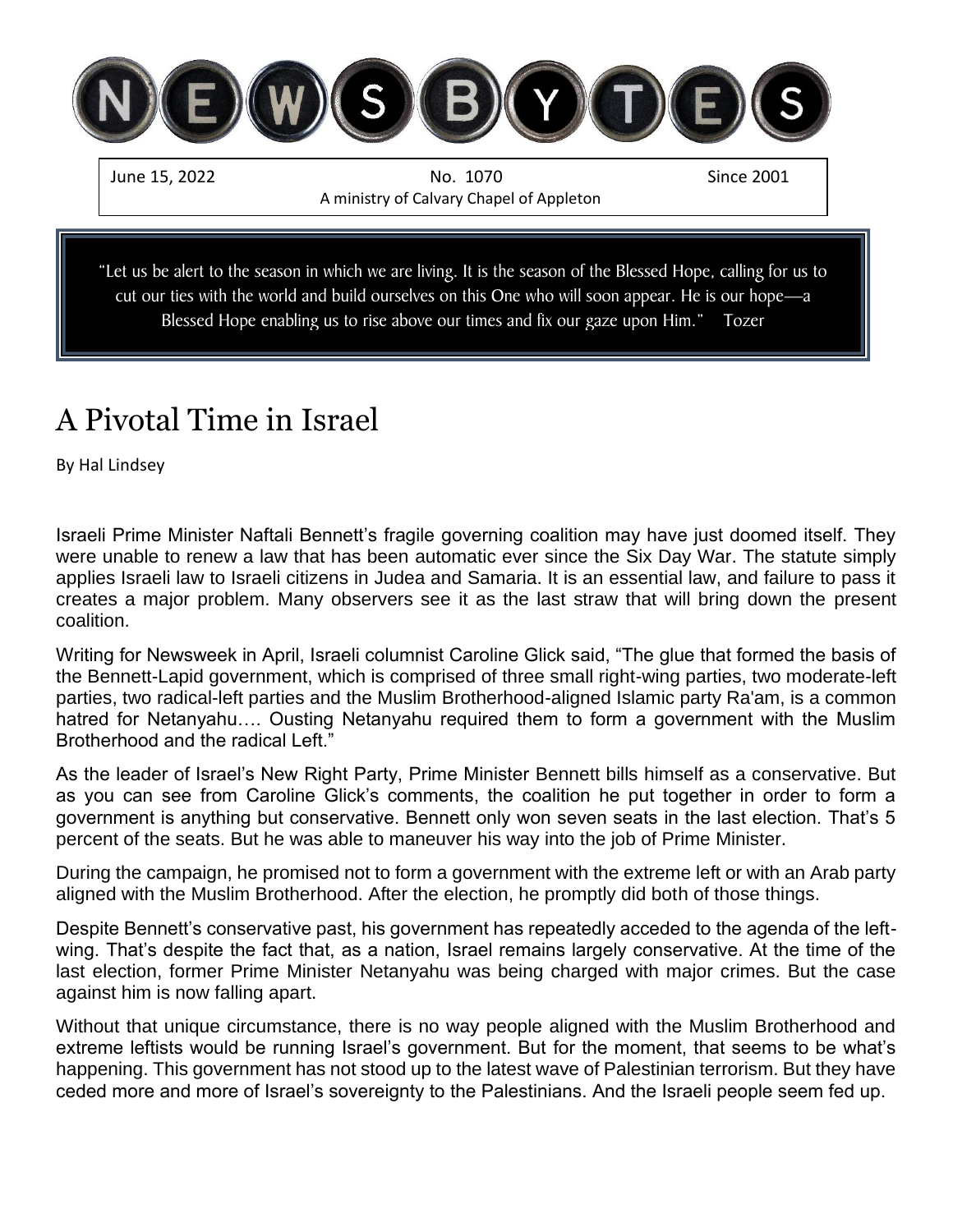# NEWSBYTES

June 15, 2022 — No. 1070 — Since 2001

A ministry of Calvary Chapel of Appleton

> "Let us be alert to the season in which we are living. It is the season of the Blessed Hope, calling for us to cut our ties with the world and build ourselves on this One who will soon appear. He is our hope—a Blessed Hope enabling us to rise above our times and fix our gaze upon Him." Tozer

# A Pivotal Time in Israel

By Hal Lindsey

Israeli Prime Minister Naftali Bennett's fragile governing coalition may have just doomed itself. They were unable to renew a law that has been automatic ever since the Six Day War. The statute simply applies Israeli law to Israeli citizens in Judea and Samaria. It is an essential law, and failure to pass it creates a major problem. Many observers see it as the last straw that will bring down the present coalition.

Writing for Newsweek in April, Israeli columnist Caroline Glick said, "The glue that formed the basis of the Bennett-Lapid government, which is comprised of three small right-wing parties, two moderate-left parties, two radical-left parties and the Muslim Brotherhood-aligned Islamic party Ra'am, is a common hatred for Netanyahu…. Ousting Netanyahu required them to form a government with the Muslim Brotherhood and the radical Left."

As the leader of Israel's New Right Party, Prime Minister Bennett bills himself as a conservative. But as you can see from Caroline Glick's comments, the coalition he put together in order to form a government is anything but conservative. Bennett only won seven seats in the last election. That's 5 percent of the seats. But he was able to maneuver his way into the job of Prime Minister.

During the campaign, he promised not to form a government with the extreme left or with an Arab party aligned with the Muslim Brotherhood. After the election, he promptly did both of those things.

Despite Bennett's conservative past, his government has repeatedly acceded to the agenda of the left-wing. That's despite the fact that, as a nation, Israel remains largely conservative. At the time of the last election, former Prime Minister Netanyahu was being charged with major crimes. But the case against him is now falling apart.

Without that unique circumstance, there is no way people aligned with the Muslim Brotherhood and extreme leftists would be running Israel's government. But for the moment, that seems to be what's happening. This government has not stood up to the latest wave of Palestinian terrorism. But they have ceded more and more of Israel's sovereignty to the Palestinians. And the Israeli people seem fed up.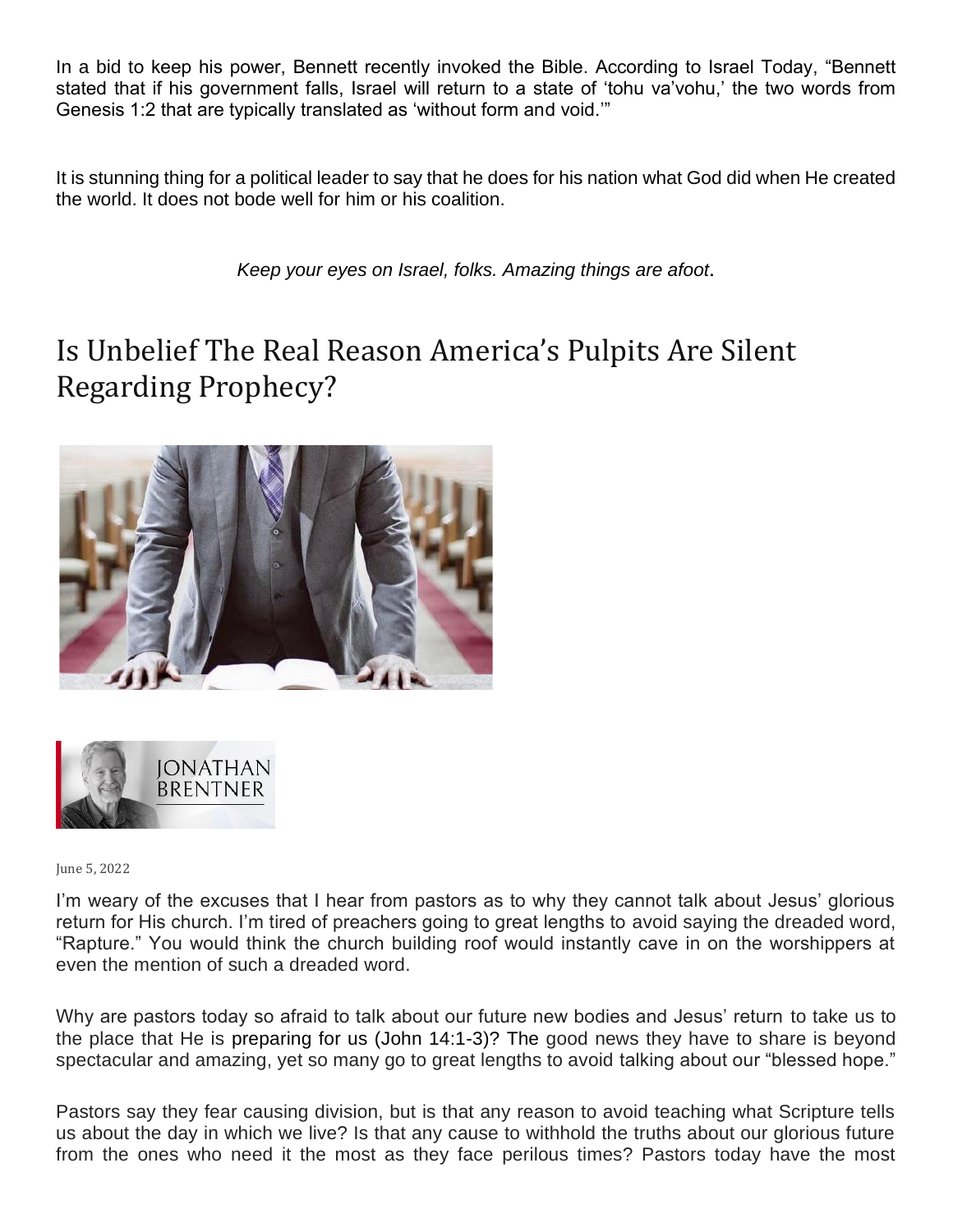In a bid to keep his power, Bennett recently invoked the Bible. According to Israel Today, "Bennett stated that if his government falls, Israel will return to a state of 'tohu va'vohu,' the two words from Genesis 1:2 that are typically translated as 'without form and void.'"

It is stunning thing for a political leader to say that he does for his nation what God did when He created the world. It does not bode well for him or his coalition.

*Keep your eyes on Israel, folks. Amazing things are afoot*.

# Is Unbelief The Real Reason America's Pulpits Are Silent Regarding Prophecy?

JONATHAN BRENTNER

June 5, 2022

I'm weary of the excuses that I hear from pastors as to why they cannot talk about Jesus' glorious return for His church. I'm tired of preachers going to great lengths to avoid saying the dreaded word, "Rapture." You would think the church building roof would instantly cave in on the worshippers at even the mention of such a dreaded word.

Why are pastors today so afraid to talk about our future new bodies and Jesus' return to take us to the place that He is preparing for us (John 14:1-3)? The good news they have to share is beyond spectacular and amazing, yet so many go to great lengths to avoid talking about our "blessed hope."

Pastors say they fear causing division, but is that any reason to avoid teaching what Scripture tells us about the day in which we live? Is that any cause to withhold the truths about our glorious future from the ones who need it the most as they face perilous times? Pastors today have the most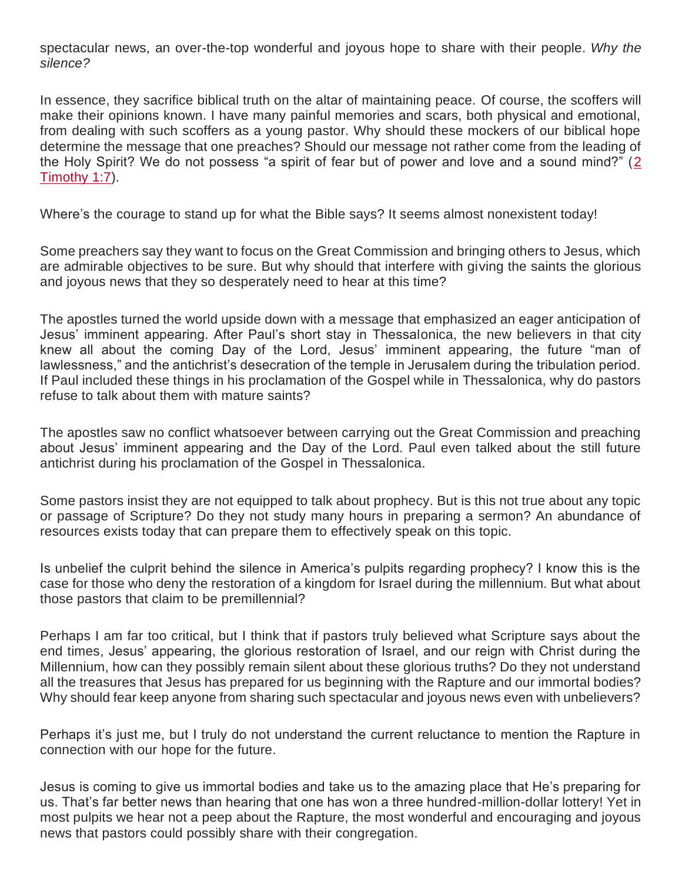spectacular news, an over-the-top wonderful and joyous hope to share with their people. *Why the silence?*

In essence, they sacrifice biblical truth on the altar of maintaining peace. Of course, the scoffers will make their opinions known. I have many painful memories and scars, both physical and emotional, from dealing with such scoffers as a young pastor. Why should these mockers of our biblical hope determine the message that one preaches? Should our message not rather come from the leading of the Holy Spirit? We do not possess "a spirit of fear but of power and love and a sound mind?" ([2 Timothy 1:7](2 Timothy 1:7)).

Where's the courage to stand up for what the Bible says? It seems almost nonexistent today!

Some preachers say they want to focus on the Great Commission and bringing others to Jesus, which are admirable objectives to be sure. But why should that interfere with giving the saints the glorious and joyous news that they so desperately need to hear at this time?

The apostles turned the world upside down with a message that emphasized an eager anticipation of Jesus' imminent appearing. After Paul's short stay in Thessalonica, the new believers in that city knew all about the coming Day of the Lord, Jesus' imminent appearing, the future "man of lawlessness," and the antichrist's desecration of the temple in Jerusalem during the tribulation period. If Paul included these things in his proclamation of the Gospel while in Thessalonica, why do pastors refuse to talk about them with mature saints?

The apostles saw no conflict whatsoever between carrying out the Great Commission and preaching about Jesus' imminent appearing and the Day of the Lord. Paul even talked about the still future antichrist during his proclamation of the Gospel in Thessalonica.

Some pastors insist they are not equipped to talk about prophecy. But is this not true about any topic or passage of Scripture? Do they not study many hours in preparing a sermon? An abundance of resources exists today that can prepare them to effectively speak on this topic.

Is unbelief the culprit behind the silence in America's pulpits regarding prophecy? I know this is the case for those who deny the restoration of a kingdom for Israel during the millennium. But what about those pastors that claim to be premillennial?

Perhaps I am far too critical, but I think that if pastors truly believed what Scripture says about the end times, Jesus' appearing, the glorious restoration of Israel, and our reign with Christ during the Millennium, how can they possibly remain silent about these glorious truths? Do they not understand all the treasures that Jesus has prepared for us beginning with the Rapture and our immortal bodies? Why should fear keep anyone from sharing such spectacular and joyous news even with unbelievers?

Perhaps it's just me, but I truly do not understand the current reluctance to mention the Rapture in connection with our hope for the future.

Jesus is coming to give us immortal bodies and take us to the amazing place that He's preparing for us. That's far better news than hearing that one has won a three hundred-million-dollar lottery! Yet in most pulpits we hear not a peep about the Rapture, the most wonderful and encouraging and joyous news that pastors could possibly share with their congregation.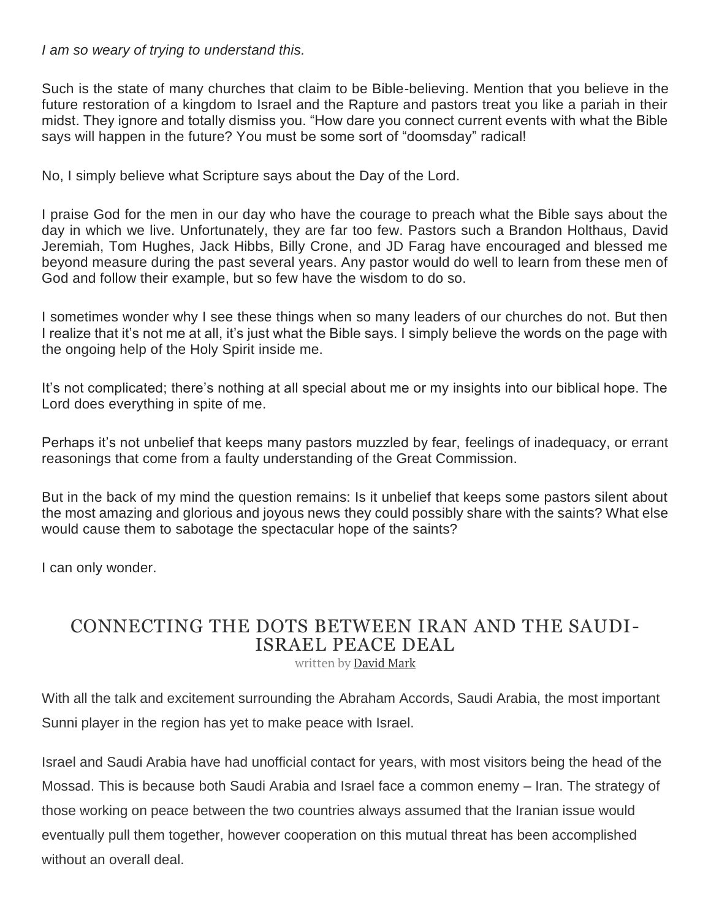*I am so weary of trying to understand this.*

Such is the state of many churches that claim to be Bible-believing. Mention that you believe in the future restoration of a kingdom to Israel and the Rapture and pastors treat you like a pariah in their midst. They ignore and totally dismiss you. "How dare you connect current events with what the Bible says will happen in the future? You must be some sort of "doomsday" radical!

No, I simply believe what Scripture says about the Day of the Lord.

I praise God for the men in our day who have the courage to preach what the Bible says about the day in which we live. Unfortunately, they are far too few. Pastors such a Brandon Holthaus, David Jeremiah, Tom Hughes, Jack Hibbs, Billy Crone, and JD Farag have encouraged and blessed me beyond measure during the past several years. Any pastor would do well to learn from these men of God and follow their example, but so few have the wisdom to do so.

I sometimes wonder why I see these things when so many leaders of our churches do not. But then I realize that it's not me at all, it's just what the Bible says. I simply believe the words on the page with the ongoing help of the Holy Spirit inside me.

It's not complicated; there's nothing at all special about me or my insights into our biblical hope. The Lord does everything in spite of me.

Perhaps it's not unbelief that keeps many pastors muzzled by fear, feelings of inadequacy, or errant reasonings that come from a faulty understanding of the Great Commission.

But in the back of my mind the question remains: Is it unbelief that keeps some pastors silent about the most amazing and glorious and joyous news they could possibly share with the saints? What else would cause them to sabotage the spectacular hope of the saints?

I can only wonder.

## CONNECTING THE DOTS BETWEEN IRAN AND THE SAUDI-ISRAEL PEACE DEAL

written by David Mark

With all the talk and excitement surrounding the Abraham Accords, Saudi Arabia, the most important Sunni player in the region has yet to make peace with Israel.

Israel and Saudi Arabia have had unofficial contact for years, with most visitors being the head of the Mossad. This is because both Saudi Arabia and Israel face a common enemy – Iran. The strategy of those working on peace between the two countries always assumed that the Iranian issue would eventually pull them together, however cooperation on this mutual threat has been accomplished without an overall deal.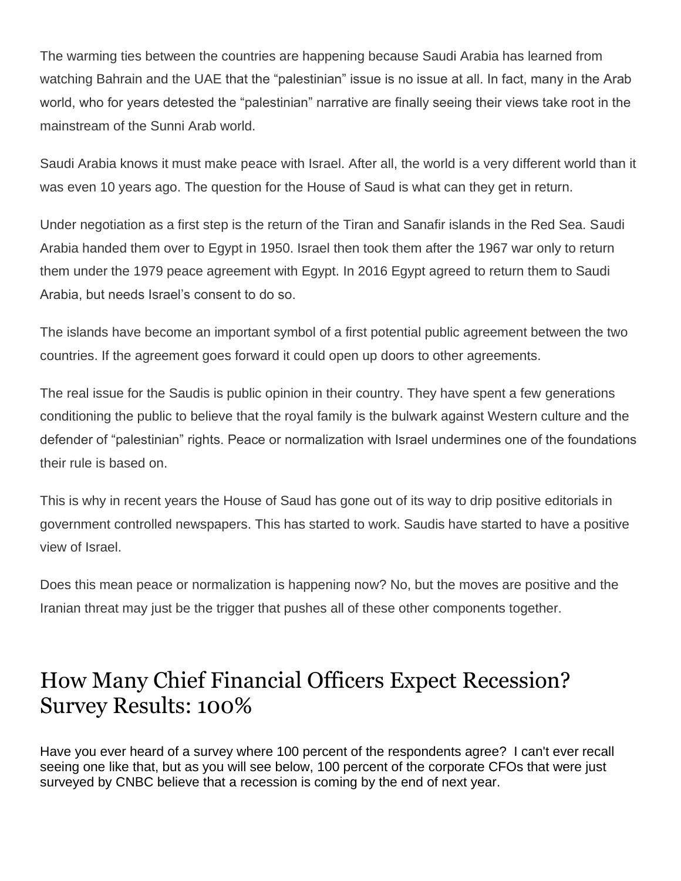The warming ties between the countries are happening because Saudi Arabia has learned from watching Bahrain and the UAE that the "palestinian" issue is no issue at all. In fact, many in the Arab world, who for years detested the "palestinian" narrative are finally seeing their views take root in the mainstream of the Sunni Arab world.

Saudi Arabia knows it must make peace with Israel. After all, the world is a very different world than it was even 10 years ago. The question for the House of Saud is what can they get in return.

Under negotiation as a first step is the return of the Tiran and Sanafir islands in the Red Sea. Saudi Arabia handed them over to Egypt in 1950. Israel then took them after the 1967 war only to return them under the 1979 peace agreement with Egypt. In 2016 Egypt agreed to return them to Saudi Arabia, but needs Israel's consent to do so.

The islands have become an important symbol of a first potential public agreement between the two countries. If the agreement goes forward it could open up doors to other agreements.

The real issue for the Saudis is public opinion in their country. They have spent a few generations conditioning the public to believe that the royal family is the bulwark against Western culture and the defender of "palestinian" rights. Peace or normalization with Israel undermines one of the foundations their rule is based on.

This is why in recent years the House of Saud has gone out of its way to drip positive editorials in government controlled newspapers. This has started to work. Saudis have started to have a positive view of Israel.

Does this mean peace or normalization is happening now? No, but the moves are positive and the Iranian threat may just be the trigger that pushes all of these other components together.

## How Many Chief Financial Officers Expect Recession? Survey Results: 100%

Have you ever heard of a survey where 100 percent of the respondents agree? I can't ever recall seeing one like that, but as you will see below, 100 percent of the corporate CFOs that were just surveyed by CNBC believe that a recession is coming by the end of next year.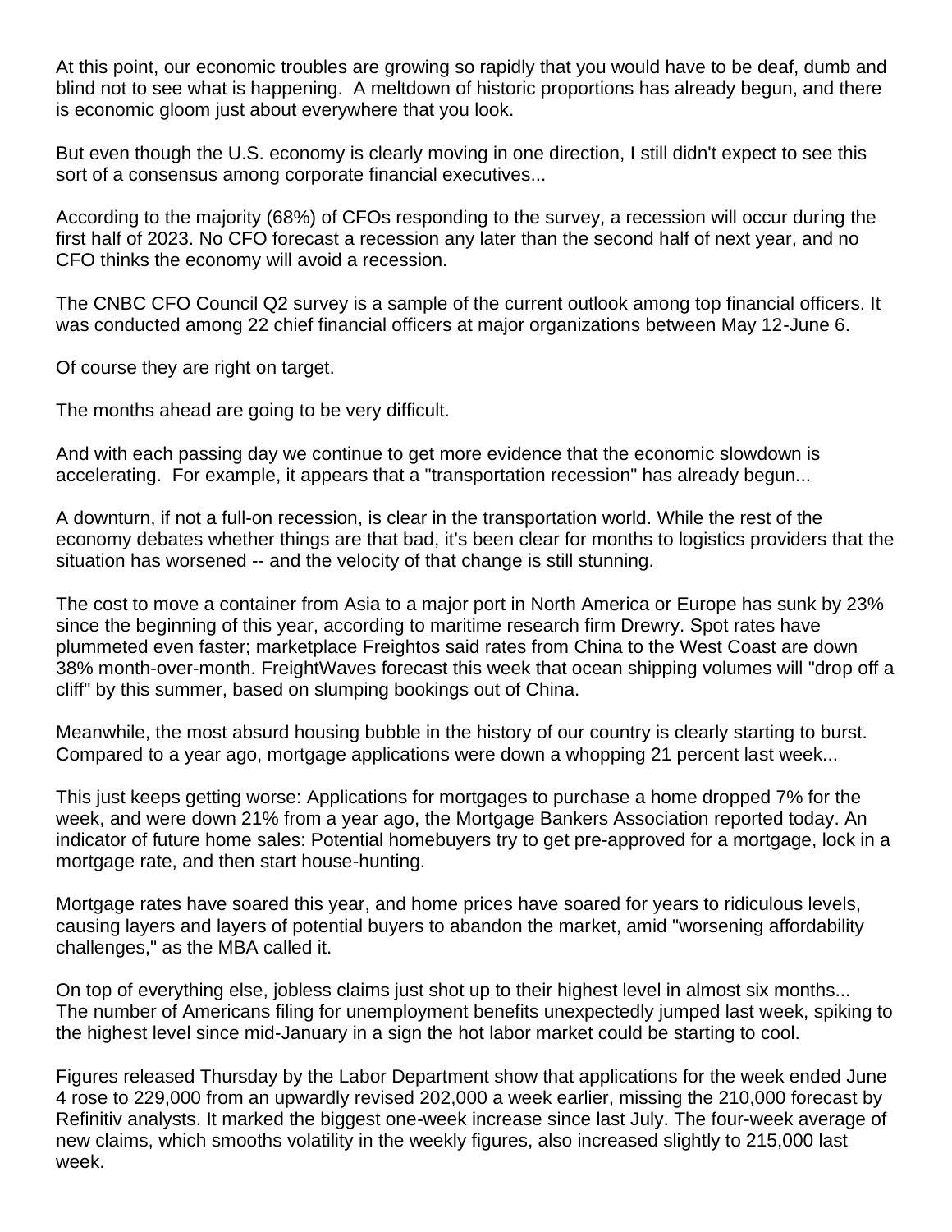At this point, our economic troubles are growing so rapidly that you would have to be deaf, dumb and blind not to see what is happening. A meltdown of historic proportions has already begun, and there is economic gloom just about everywhere that you look.

But even though the U.S. economy is clearly moving in one direction, I still didn't expect to see this sort of a consensus among corporate financial executives...

According to the majority (68%) of CFOs responding to the survey, a recession will occur during the first half of 2023. No CFO forecast a recession any later than the second half of next year, and no CFO thinks the economy will avoid a recession.

The CNBC CFO Council Q2 survey is a sample of the current outlook among top financial officers. It was conducted among 22 chief financial officers at major organizations between May 12-June 6.

Of course they are right on target.

The months ahead are going to be very difficult.

And with each passing day we continue to get more evidence that the economic slowdown is accelerating. For example, it appears that a "transportation recession" has already begun...

A downturn, if not a full-on recession, is clear in the transportation world. While the rest of the economy debates whether things are that bad, it's been clear for months to logistics providers that the situation has worsened -- and the velocity of that change is still stunning.

The cost to move a container from Asia to a major port in North America or Europe has sunk by 23% since the beginning of this year, according to maritime research firm Drewry. Spot rates have plummeted even faster; marketplace Freightos said rates from China to the West Coast are down 38% month-over-month. FreightWaves forecast this week that ocean shipping volumes will "drop off a cliff" by this summer, based on slumping bookings out of China.

Meanwhile, the most absurd housing bubble in the history of our country is clearly starting to burst. Compared to a year ago, mortgage applications were down a whopping 21 percent last week...

This just keeps getting worse: Applications for mortgages to purchase a home dropped 7% for the week, and were down 21% from a year ago, the Mortgage Bankers Association reported today. An indicator of future home sales: Potential homebuyers try to get pre-approved for a mortgage, lock in a mortgage rate, and then start house-hunting.

Mortgage rates have soared this year, and home prices have soared for years to ridiculous levels, causing layers and layers of potential buyers to abandon the market, amid "worsening affordability challenges," as the MBA called it.

On top of everything else, jobless claims just shot up to their highest level in almost six months... The number of Americans filing for unemployment benefits unexpectedly jumped last week, spiking to the highest level since mid-January in a sign the hot labor market could be starting to cool.

Figures released Thursday by the Labor Department show that applications for the week ended June 4 rose to 229,000 from an upwardly revised 202,000 a week earlier, missing the 210,000 forecast by Refinitiv analysts. It marked the biggest one-week increase since last July. The four-week average of new claims, which smooths volatility in the weekly figures, also increased slightly to 215,000 last week.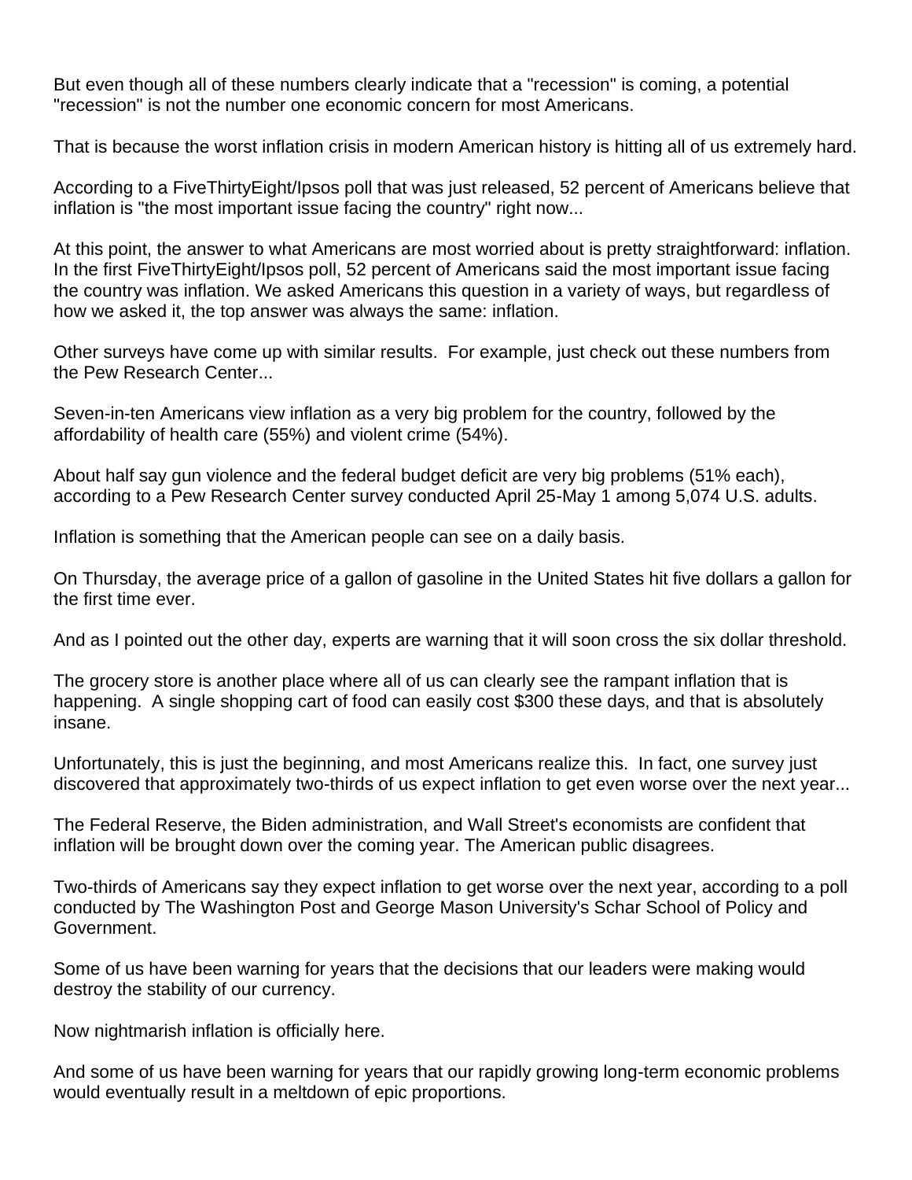But even though all of these numbers clearly indicate that a "recession" is coming, a potential "recession" is not the number one economic concern for most Americans.

That is because the worst inflation crisis in modern American history is hitting all of us extremely hard.

According to a FiveThirtyEight/Ipsos poll that was just released, 52 percent of Americans believe that inflation is "the most important issue facing the country" right now...

At this point, the answer to what Americans are most worried about is pretty straightforward: inflation. In the first FiveThirtyEight/Ipsos poll, 52 percent of Americans said the most important issue facing the country was inflation. We asked Americans this question in a variety of ways, but regardless of how we asked it, the top answer was always the same: inflation.

Other surveys have come up with similar results. For example, just check out these numbers from the Pew Research Center...

Seven-in-ten Americans view inflation as a very big problem for the country, followed by the affordability of health care (55%) and violent crime (54%).

About half say gun violence and the federal budget deficit are very big problems (51% each), according to a Pew Research Center survey conducted April 25-May 1 among 5,074 U.S. adults.

Inflation is something that the American people can see on a daily basis.

On Thursday, the average price of a gallon of gasoline in the United States hit five dollars a gallon for the first time ever.

And as I pointed out the other day, experts are warning that it will soon cross the six dollar threshold.

The grocery store is another place where all of us can clearly see the rampant inflation that is happening. A single shopping cart of food can easily cost $300 these days, and that is absolutely insane.

Unfortunately, this is just the beginning, and most Americans realize this. In fact, one survey just discovered that approximately two-thirds of us expect inflation to get even worse over the next year...

The Federal Reserve, the Biden administration, and Wall Street's economists are confident that inflation will be brought down over the coming year. The American public disagrees.

Two-thirds of Americans say they expect inflation to get worse over the next year, according to a poll conducted by The Washington Post and George Mason University's Schar School of Policy and Government.

Some of us have been warning for years that the decisions that our leaders were making would destroy the stability of our currency.

Now nightmarish inflation is officially here.

And some of us have been warning for years that our rapidly growing long-term economic problems would eventually result in a meltdown of epic proportions.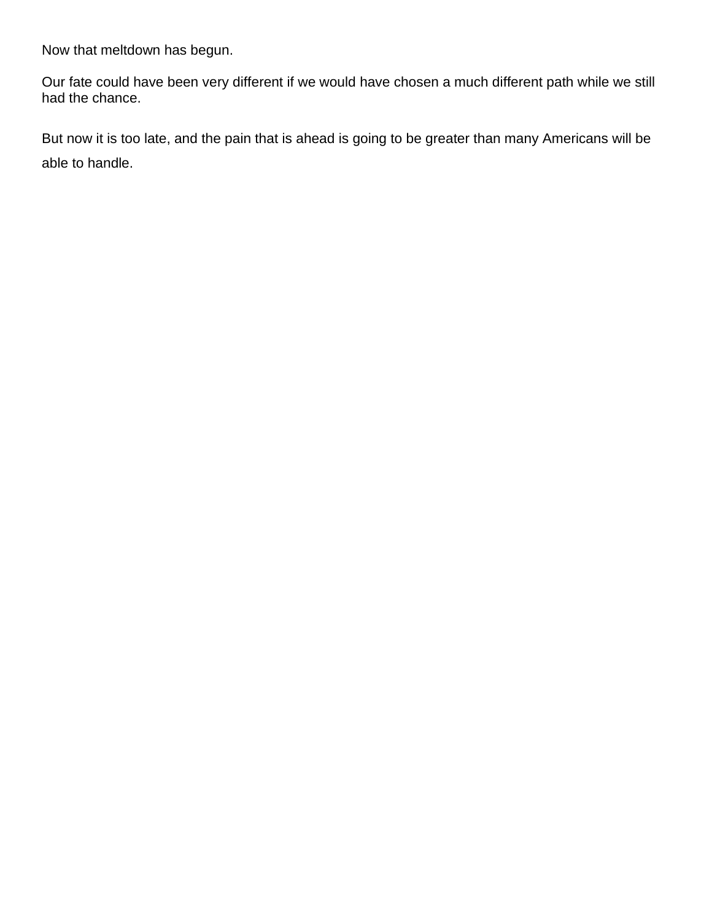Now that meltdown has begun.

Our fate could have been very different if we would have chosen a much different path while we still had the chance.

But now it is too late, and the pain that is ahead is going to be greater than many Americans will be able to handle.